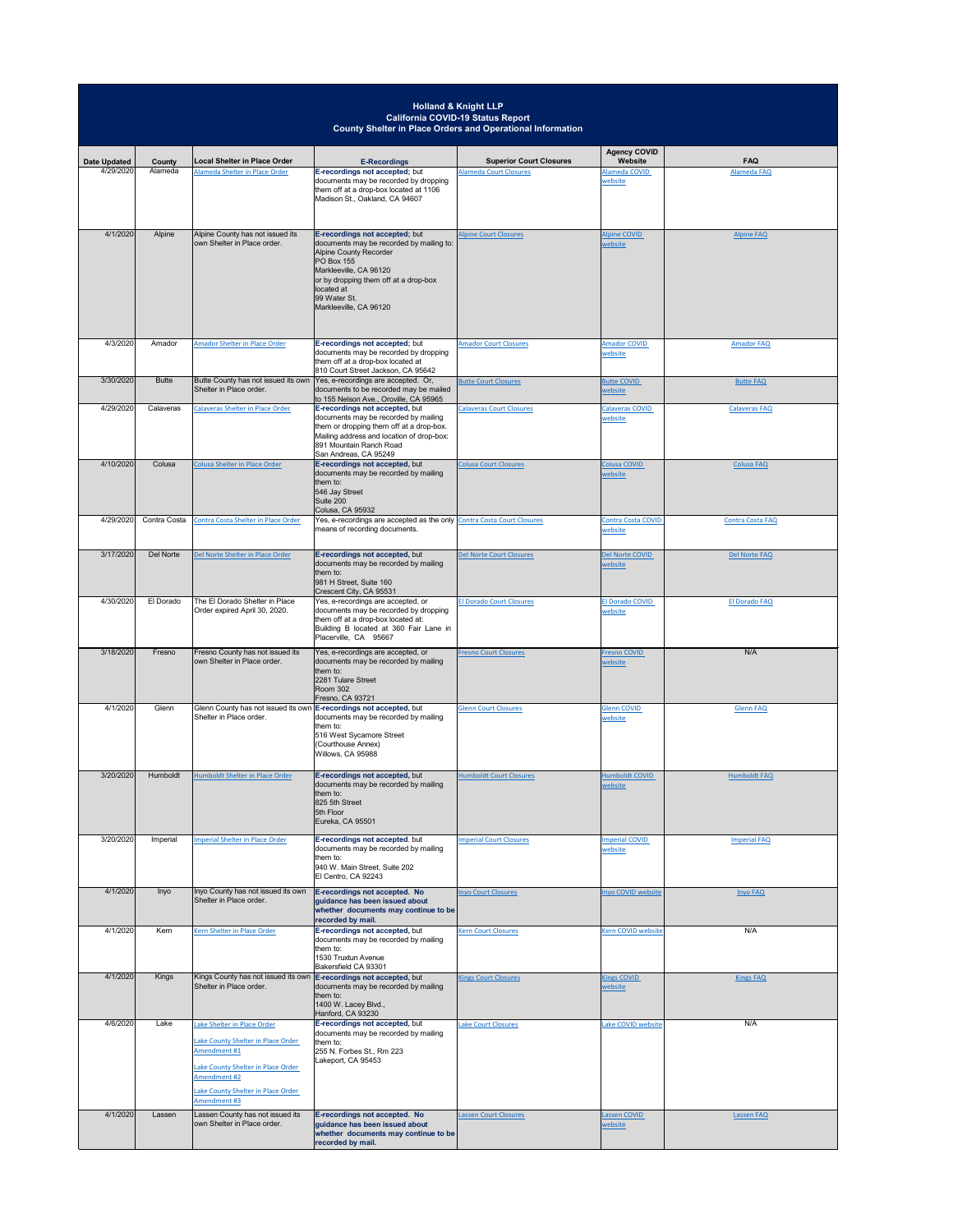**Holland & Knight LLP**
**California COVID-19 Status Report**
**County Shelter in Place Orders and Operational Information**

| Date Updated | County | Local Shelter in Place Order | E-Recordings | Superior Court Closures | Agency COVID Website | FAQ |
|---|---|---|---|---|---|---|
| 4/29/2020 | Alameda | Alameda Shelter in Place Order | **E-recordings not accepted**; but documents may be recorded by dropping them off at a drop-box located at 1106 Madison St., Oakland, CA 94607 | Alameda Court Closures | Alameda COVID website | Alameda FAQ |
| 4/1/2020 | Alpine | Alpine County has not issued its own Shelter in Place order. | **E-recordings not accepted**; but documents may be recorded by mailing to: Alpine County Recorder PO Box 155 Markleeville, CA 96120 or by dropping them off at a drop-box located at 99 Water St. Markleeville, CA 96120 | Alpine Court Closures | Alpine COVID website | Alpine FAQ |
| 4/3/2020 | Amador | Amador Shelter in Place Order | **E-recordings not accepted**; but documents may be recorded by dropping them off at a drop-box located at 810 Court Street Jackson, CA 95642 | Amador Court Closures | Amador COVID website | Amador FAQ |
| 3/30/2020 | Butte | Butte County has not issued its own Shelter in Place order. | Yes, e-recordings are accepted. Or, documents to be recorded may be mailed to 155 Nelson Ave., Oroville, CA 95965 | Butte Court Closures | Butte COVID website | Butte FAQ |
| 4/29/2020 | Calaveras | Calaveras Shelter in Place Order | **E-recordings not accepted**, but documents may be recorded by mailing them or dropping them off at a drop-box. Mailing address and location of drop-box: 891 Mountain Ranch Road San Andreas, CA 95249 | Calaveras Court Closures | Calaveras COVID website | Calaveras FAQ |
| 4/10/2020 | Colusa | Colusa Shelter in Place Order | **E-recordings not accepted**, but documents may be recorded by mailing them to: 546 Jay Street Suite 200 Colusa, CA 95932 | Colusa Court Closures | Colusa COVID website | Colusa FAQ |
| 4/29/2020 | Contra Costa | Contra Costa Shelter in Place Order | Yes, e-recordings are accepted as the only means of recording documents. | Contra Costa Court Closures | Contra Costa COVID website | Contra Costa FAQ |
| 3/17/2020 | Del Norte | Del Norte Shelter in Place Order | **E-recordings not accepted**, but documents may be recorded by mailing them to: 981 H Street, Suite 160 Crescent City, CA 95531 | Del Norte Court Closures | Del Norte COVID website | Del Norte FAQ |
| 4/30/2020 | El Dorado | The El Dorado Shelter in Place Order expired April 30, 2020. | Yes, e-recordings are accepted, or documents may be recorded by dropping them off at a drop-box located at: Building B located at 360 Fair Lane in Placerville, CA 95667 | El Dorado Court Closures | El Dorado COVID website | El Dorado FAQ |
| 3/18/2020 | Fresno | Fresno County has not issued its own Shelter in Place order. | Yes, e-recordings are accepted, or documents may be recorded by mailing them to: 2281 Tulare Street Room 302 Fresno, CA 93721 | Fresno Court Closures | Fresno COVID website | N/A |
| 4/1/2020 | Glenn | Glenn County has not issued its own Shelter in Place order. | **E-recordings not accepted**, but documents may be recorded by mailing them to: 516 West Sycamore Street (Courthouse Annex) Willows, CA 95988 | Glenn Court Closures | Glenn COVID website | Glenn FAQ |
| 3/20/2020 | Humboldt | Humboldt Shelter in Place Order | **E-recordings not accepted**, but documents may be recorded by mailing them to: 825 5th Street 5th Floor Eureka, CA 95501 | Humboldt Court Closures | Humboldt COVID website | Humboldt FAQ |
| 3/20/2020 | Imperial | Imperial Shelter in Place Order | **E-recordings not accepted**, but documents may be recorded by mailing them to: 940 W. Main Street, Suite 202 El Centro, CA 92243 | Imperial Court Closures | Imperial COVID website | Imperial FAQ |
| 4/1/2020 | Inyo | Inyo County has not issued its own Shelter in Place order. | **E-recordings not accepted. No guidance has been issued about whether documents may continue to be recorded by mail.** | Inyo Court Closures | Inyo COVID website | Inyo FAQ |
| 4/1/2020 | Kern | Kern Shelter in Place Order | **E-recordings not accepted**, but documents may be recorded by mailing them to: 1530 Truxtun Avenue Bakersfield CA 93301 | Kern Court Closures | Kern COVID website | N/A |
| 4/1/2020 | Kings | Kings County has not issued its own Shelter in Place order. | **E-recordings not accepted**, but documents may be recorded by mailing them to: 1400 W. Lacey Blvd., Hanford, CA 93230 | Kings Court Closures | Kings COVID website | Kings FAQ |
| 4/6/2020 | Lake | Lake Shelter in Place Order; Lake County Shelter in Place Order Amendment #1; Lake County Shelter in Place Order Amendment #2; Lake County Shelter in Place Order Amendment #3 | **E-recordings not accepted**, but documents may be recorded by mailing them to: 255 N. Forbes St., Rm 223 Lakeport, CA 95453 | Lake Court Closures | Lake COVID website | N/A |
| 4/1/2020 | Lassen | Lassen County has not issued its own Shelter in Place order. | **E-recordings not accepted. No guidance has been issued about whether documents may continue to be recorded by mail.** | Lassen Court Closures | Lassen COVID website | Lassen FAQ |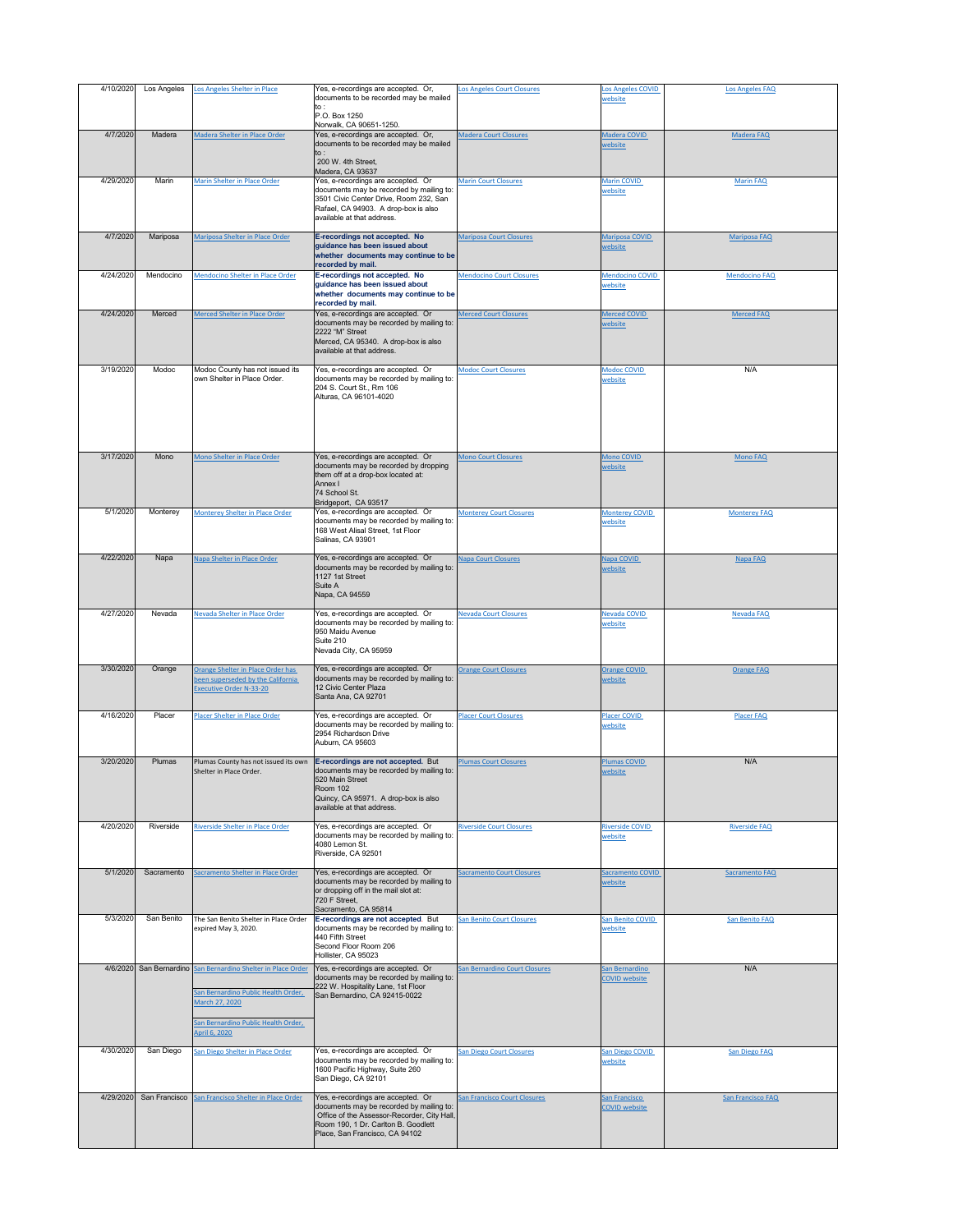| | | | | | | |
|---|---|---|---|---|---|---|
| 4/10/2020 | Los Angeles | Los Angeles Shelter in Place | Yes, e-recordings are accepted. Or, documents to be recorded may be mailed to : P.O. Box 1250 Norwalk, CA 90651-1250. | Los Angeles Court Closures | Los Angeles COVID website | Los Angeles FAQ |
| 4/7/2020 | Madera | Madera Shelter in Place Order | Yes, e-recordings are accepted. Or, documents to be recorded may be mailed to : 200 W. 4th Street, Madera, CA 93637 | Madera Court Closures | Madera COVID website | Madera FAQ |
| 4/29/2020 | Marin | Marin Shelter in Place Order | Yes, e-recordings are accepted. Or documents may be recorded by mailing to: 3501 Civic Center Drive, Room 232, San Rafael, CA 94903. A drop-box is also available at that address. | Marin Court Closures | Marin COVID website | Marin FAQ |
| 4/7/2020 | Mariposa | Mariposa Shelter in Place Order | **E-recordings not accepted. No guidance has been issued about whether documents may continue to be recorded by mail.** | Mariposa Court Closures | Mariposa COVID website | Mariposa FAQ |
| 4/24/2020 | Mendocino | Mendocino Shelter in Place Order | **E-recordings not accepted. No guidance has been issued about whether documents may continue to be recorded by mail.** | Mendocino Court Closures | Mendocino COVID website | Mendocino FAQ |
| 4/24/2020 | Merced | Merced Shelter in Place Order | Yes, e-recordings are accepted. Or documents may be recorded by mailing to: 2222 "M" Street Merced, CA 95340. A drop-box is also available at that address. | Merced Court Closures | Merced COVID website | Merced FAQ |
| 3/19/2020 | Modoc | Modoc County has not issued its own Shelter in Place Order. | Yes, e-recordings are accepted. Or documents may be recorded by mailing to: 204 S. Court St., Rm 106 Alturas, CA 96101-4020 | Modoc Court Closures | Modoc COVID website | N/A |
| 3/17/2020 | Mono | Mono Shelter in Place Order | Yes, e-recordings are accepted. Or documents may be recorded by dropping them off at a drop-box located at: Annex I 74 School St. Bridgeport, CA 93517 | Mono Court Closures | Mono COVID website | Mono FAQ |
| 5/1/2020 | Monterey | Monterey Shelter in Place Order | Yes, e-recordings are accepted. Or documents may be recorded by mailing to: 168 West Alisal Street, 1st Floor Salinas, CA 93901 | Monterey Court Closures | Monterey COVID website | Monterey FAQ |
| 4/22/2020 | Napa | Napa Shelter in Place Order | Yes, e-recordings are accepted. Or documents may be recorded by mailing to: 1127 1st Street Suite A Napa, CA 94559 | Napa Court Closures | Napa COVID website | Napa FAQ |
| 4/27/2020 | Nevada | Nevada Shelter in Place Order | Yes, e-recordings are accepted. Or documents may be recorded by mailing to: 950 Maidu Avenue Suite 210 Nevada City, CA 95959 | Nevada Court Closures | Nevada COVID website | Nevada FAQ |
| 3/30/2020 | Orange | Orange Shelter in Place Order has been superseded by the California Executive Order N-33-20 | Yes, e-recordings are accepted. Or documents may be recorded by mailing to: 12 Civic Center Plaza Santa Ana, CA 92701 | Orange Court Closures | Orange COVID website | Orange FAQ |
| 4/16/2020 | Placer | Placer Shelter in Place Order | Yes, e-recordings are accepted. Or documents may be recorded by mailing to: 2954 Richardson Drive Auburn, CA 95603 | Placer Court Closures | Placer COVID website | Placer FAQ |
| 3/20/2020 | Plumas | Plumas County has not issued its own Shelter in Place Order. | **E-recordings are not accepted.** But documents may be recorded by mailing to: 520 Main Street Room 102 Quincy, CA 95971. A drop-box is also available at that address. | Plumas Court Closures | Plumas COVID website | N/A |
| 4/20/2020 | Riverside | Riverside Shelter in Place Order | Yes, e-recordings are accepted. Or documents may be recorded by mailing to: 4080 Lemon St. Riverside, CA 92501 | Riverside Court Closures | Riverside COVID website | Riverside FAQ |
| 5/1/2020 | Sacramento | Sacramento Shelter in Place Order | Yes, e-recordings are accepted. Or documents may be recorded by mailing to or dropping off in the mail slot at: 720 F Street, Sacramento, CA 95814 | Sacramento Court Closures | Sacramento COVID website | Sacramento FAQ |
| 5/3/2020 | San Benito | The San Benito Shelter in Place Order expired May 3, 2020. | **E-recordings are not accepted.** But documents may be recorded by mailing to: 440 Fifth Street Second Floor Room 206 Hollister, CA 95023 | San Benito Court Closures | San Benito COVID website | San Benito FAQ |
| 4/6/2020 | San Bernardino | San Bernardino Shelter in Place Order<br><br>San Bernardino Public Health Order, March 27, 2020<br><br>San Bernardino Public Health Order, April 6, 2020 | Yes, e-recordings are accepted. Or documents may be recorded by mailing to: 222 W. Hospitality Lane, 1st Floor San Bernardino, CA 92415-0022 | San Bernardino Court Closures | San Bernardino COVID website | N/A |
| 4/30/2020 | San Diego | San Diego Shelter in Place Order | Yes, e-recordings are accepted. Or documents may be recorded by mailing to: 1600 Pacific Highway, Suite 260 San Diego, CA 92101 | San Diego Court Closures | San Diego COVID website | San Diego FAQ |
| 4/29/2020 | San Francisco | San Francisco Shelter in Place Order | Yes, e-recordings are accepted. Or documents may be recorded by mailing to: Office of the Assessor-Recorder, City Hall, Room 190, 1 Dr. Carlton B. Goodlett Place, San Francisco, CA 94102 | San Francisco Court Closures | San Francisco COVID website | San Francisco FAQ |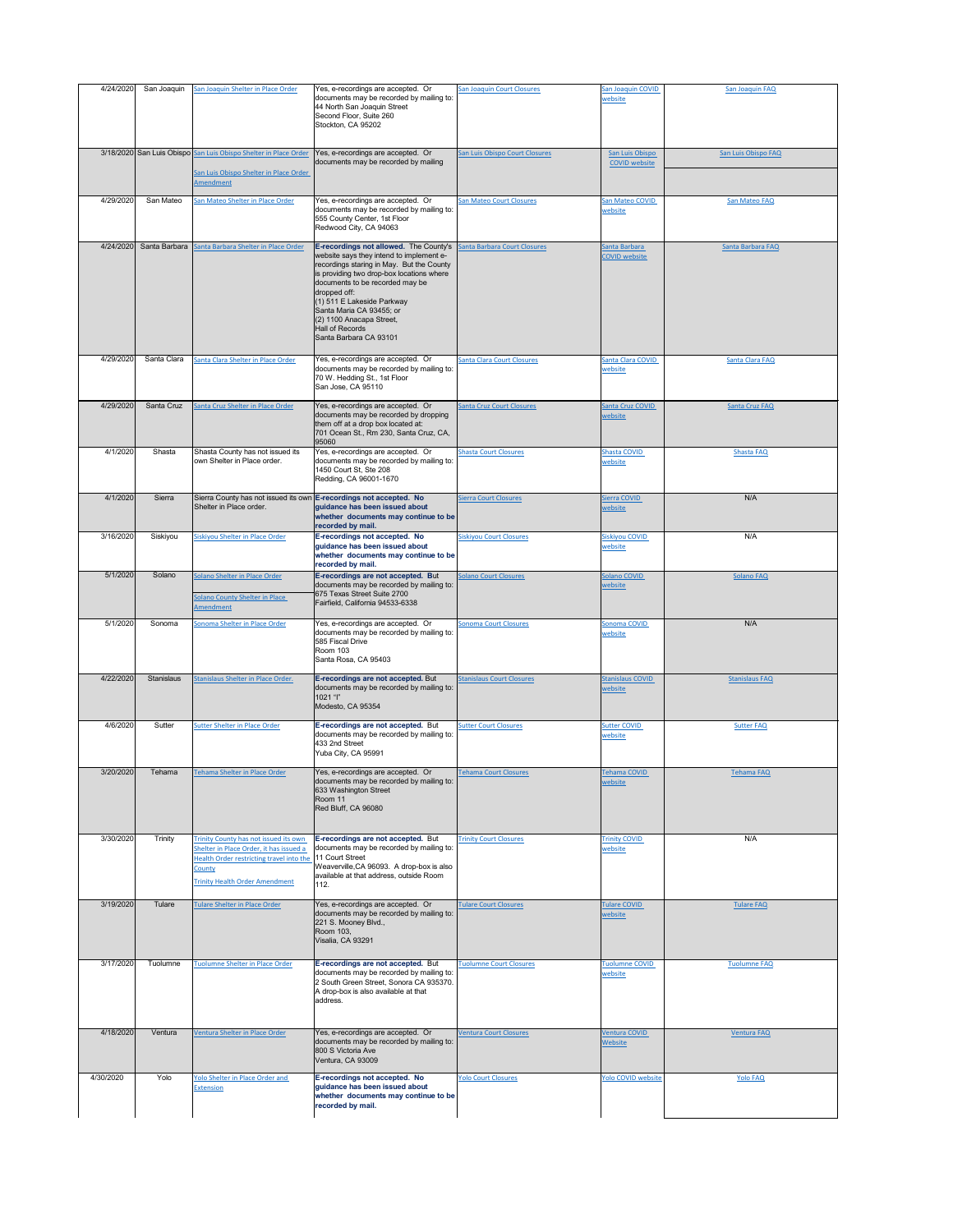| | | | | | | |
|---|---|---|---|---|---|---|
| 4/24/2020 | San Joaquin | San Joaquin Shelter in Place Order | Yes, e-recordings are accepted. Or documents may be recorded by mailing to: 44 North San Joaquin Street Second Floor, Suite 260 Stockton, CA 95202 | San Joaquin Court Closures | San Joaquin COVID website | San Joaquin FAQ |
| 3/18/2020 | San Luis Obispo | San Luis Obispo Shelter in Place Order<br>San Luis Obispo Shelter in Place Order Amendment | Yes, e-recordings are accepted. Or documents may be recorded by mailing | San Luis Obispo Court Closures | San Luis Obispo COVID website | San Luis Obispo FAQ |
| 4/29/2020 | San Mateo | San Mateo Shelter in Place Order | Yes, e-recordings are accepted. Or documents may be recorded by mailing to: 555 County Center, 1st Floor Redwood City, CA 94063 | San Mateo Court Closures | San Mateo COVID website | San Mateo FAQ |
| 4/24/2020 | Santa Barbara | Santa Barbara Shelter in Place Order | **E-recordings not allowed.** The County's website says they intend to implement e-recordings staring in May. But the County is providing two drop-box locations where documents to be recorded may be dropped off:<br>(1) 511 E Lakeside Parkway Santa Maria CA 93455; or<br>(2) 1100 Anacapa Street, Hall of Records Santa Barbara CA 93101 | Santa Barbara Court Closures | Santa Barbara COVID website | Santa Barbara FAQ |
| 4/29/2020 | Santa Clara | Santa Clara Shelter in Place Order | Yes, e-recordings are accepted. Or documents may be recorded by mailing to: 70 W. Hedding St., 1st Floor San Jose, CA 95110 | Santa Clara Court Closures | Santa Clara COVID website | Santa Clara FAQ |
| 4/29/2020 | Santa Cruz | Santa Cruz Shelter in Place Order | Yes, e-recordings are accepted. Or documents may be recorded by dropping them off at a drop box located at: 701 Ocean St., Rm 230, Santa Cruz, CA, 95060 | Santa Cruz Court Closures | Santa Cruz COVID website | Santa Cruz FAQ |
| 4/1/2020 | Shasta | Shasta County has not issued its own Shelter in Place order. | Yes, e-recordings are accepted. Or documents may be recorded by mailing to: 1450 Court St, Ste 208 Redding, CA 96001-1670 | Shasta Court Closures | Shasta COVID website | Shasta FAQ |
| 4/1/2020 | Sierra | Sierra County has not issued its own Shelter in Place order. | **E-recordings not accepted. No guidance has been issued about whether documents may continue to be recorded by mail.** | Sierra Court Closures | Sierra COVID website | N/A |
| 3/16/2020 | Siskiyou | Siskiyou Shelter in Place Order | **E-recordings not accepted. No guidance has been issued about whether documents may continue to be recorded by mail.** | Siskiyou Court Closures | Siskiyou COVID website | N/A |
| 5/1/2020 | Solano | Solano Shelter in Place Order<br>Solano County Shelter in Place Amendment | **E-recordings are not accepted.** But documents may be recorded by mailing to: 675 Texas Street Suite 2700 Fairfield, California 94533-6338 | Solano Court Closures | Solano COVID website | Solano FAQ |
| 5/1/2020 | Sonoma | Sonoma Shelter in Place Order | Yes, e-recordings are accepted. Or documents may be recorded by mailing to: 585 Fiscal Drive Room 103 Santa Rosa, CA 95403 | Sonoma Court Closures | Sonoma COVID website | N/A |
| 4/22/2020 | Stanislaus | Stanislaus Shelter in Place Order. | **E-recordings are not accepted.** But documents may be recorded by mailing to: 1021 "I" Modesto, CA 95354 | Stanislaus Court Closures | Stanislaus COVID website | Stanislaus FAQ |
| 4/6/2020 | Sutter | Sutter Shelter in Place Order | **E-recordings are not accepted.** But documents may be recorded by mailing to: 433 2nd Street Yuba City, CA 95991 | Sutter Court Closures | Sutter COVID website | Sutter FAQ |
| 3/20/2020 | Tehama | Tehama Shelter in Place Order | Yes, e-recordings are accepted. Or documents may be recorded by mailing to: 633 Washington Street Room 11 Red Bluff, CA 96080 | Tehama Court Closures | Tehama COVID website | Tehama FAQ |
| 3/30/2020 | Trinity | Trinity County has not issued its own Shelter in Place Order, it has issued a Health Order restricting travel into the County<br>Trinity Health Order Amendment | **E-recordings are not accepted.** But documents may be recorded by mailing to: 11 Court Street Weaverville,CA 96093. A drop-box is also available at that address, outside Room 112. | Trinity Court Closures | Trinity COVID website | N/A |
| 3/19/2020 | Tulare | Tulare Shelter in Place Order | Yes, e-recordings are accepted. Or documents may be recorded by mailing to: 221 S. Mooney Blvd., Room 103, Visalia, CA 93291 | Tulare Court Closures | Tulare COVID website | Tulare FAQ |
| 3/17/2020 | Tuolumne | Tuolumne Shelter in Place Order | **E-recordings are not accepted.** But documents may be recorded by mailing to: 2 South Green Street, Sonora CA 935370. A drop-box is also available at that address. | Tuolumne Court Closures | Tuolumne COVID website | Tuolumne FAQ |
| 4/18/2020 | Ventura | Ventura Shelter in Place Order | Yes, e-recordings are accepted. Or documents may be recorded by mailing to: 800 S Victoria Ave Ventura, CA 93009 | Ventura Court Closures | Ventura COVID Website | Ventura FAQ |
| 4/30/2020 | Yolo | Yolo Shelter in Place Order and Extension | **E-recordings not accepted. No guidance has been issued about whether documents may continue to be recorded by mail.** | Yolo Court Closures | Yolo COVID website | Yolo FAQ |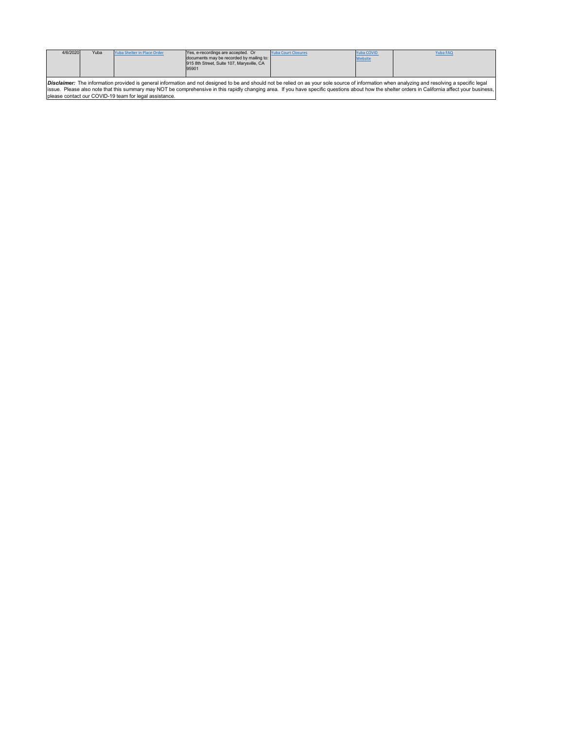| | | | | | | |
|---|---|---|---|---|---|---|
| 4/6/2020 | Yuba | Yuba Shelter in Place Order | Yes, e-recordings are accepted. Or documents may be recorded by mailing to: 915 8th Street, Suite 107, Marysville, CA 95901 | Yuba Court Closures | Yuba COVID Website | Yuba FAQ |

***Disclaimer:*** The information provided is general information and not designed to be and should not be relied on as your sole source of information when analyzing and resolving a specific legal issue. Please also note that this summary may NOT be comprehensive in this rapidly changing area. If you have specific questions about how the shelter orders in California affect your business, please contact our COVID-19 team for legal assistance.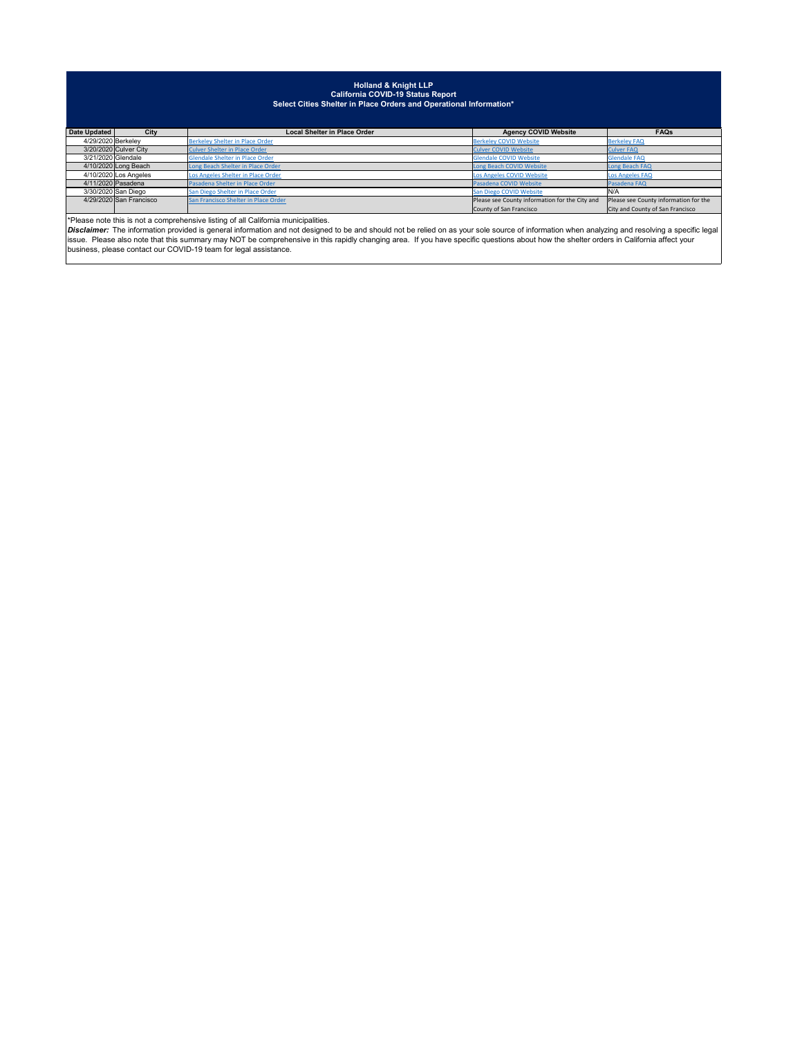**Holland & Knight LLP**
**California COVID-19 Status Report**
**Select Cities Shelter in Place Orders and Operational Information***

| Date Updated | City | Local Shelter in Place Order | Agency COVID Website | FAQs |
|---|---|---|---|---|
| 4/29/2020 | Berkeley | Berkeley Shelter in Place Order | Berkeley COVID Website | Berkeley FAQ |
| 3/20/2020 | Culver City | Culver Shelter in Place Order | Culver COVID Website | Culver FAQ |
| 3/21/2020 | Glendale | Glendale Shelter in Place Order | Glendale COVID Website | Glendale FAQ |
| 4/10/2020 | Long Beach | Long Beach Shelter in Place Order | Long Beach COVID Website | Long Beach FAQ |
| 4/10/2020 | Los Angeles | Los Angeles Shelter in Place Order | Los Angeles COVID Website | Los Angeles FAQ |
| 4/11/2020 | Pasadena | Pasadena Shelter in Place Order | Pasadena COVID Website | Pasadena FAQ |
| 3/30/2020 | San Diego | San Diego Shelter in Place Order | San Diego COVID Website | N/A |
| 4/29/2020 | San Francisco | San Francisco Shelter in Place Order | Please see County information for the City and County of San Francisco | Please see County information for the City and County of San Francisco |

*Please note this is not a comprehensive listing of all California municipalities.

***Disclaimer:*** The information provided is general information and not designed to be and should not be relied on as your sole source of information when analyzing and resolving a specific legal issue. Please also note that this summary may NOT be comprehensive in this rapidly changing area. If you have specific questions about how the shelter orders in California affect your business, please contact our COVID-19 team for legal assistance.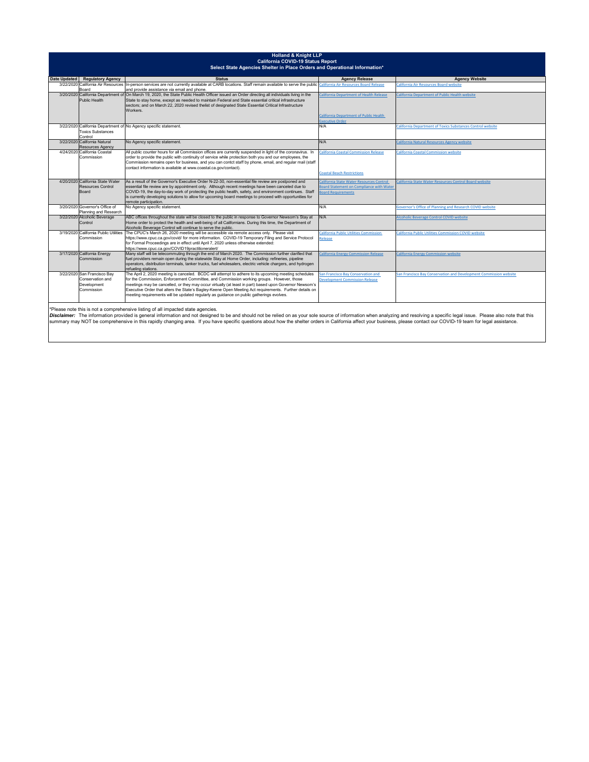**Holland & Knight LLP**
**California COVID-19 Status Report**
**Select State Agencies Shelter in Place Orders and Operational Information***

| Date Updated | Regulatory Agency | Status | Agency Release | Agency Website |
|---|---|---|---|---|
| 3/22/2020 | California Air Resources Board | In-person services are not currently available at CARB locations. Staff remain available to serve the public and provide assistance via email and phone. | California Air Resources Board Release | California Air Resources Board website |
| 3/20/2020 | California Department of Public Health | On March 19, 2020, the State Public Health Officer issued an Order directing all individuals living in the State to stay home, except as needed to maintain Federal and State essential critical infrastructure sectors; and on March 22, 2020 revised thelist of designated State Essential Critical Infrastructure Workers. | California Department of Health Release<br><br>California Department of Public Health Executive Order | California Department of Public Health website |
| 3/22/2020 | California Department of Toxics Substances Control | No Agency specific statement. | N/A | California Department of Toxics Substances Control website |
| 3/22/2020 | California Natural Resources Agency | No Agency specific statement. | N/A | California Natural Resources Agency website |
| 4/24/2020 | California Coastal Commission | All public counter hours for all Commission offices are currently suspended in light of the coronavirus. In order to provide the public with continuity of service while protection both you and our employees, the Commission remains open for business, and you can contct staff by phone, email, and regular mail (staff contact information is available at www.coastal.ca.gov/contact). | California Coastal Commission Release<br><br>Coastal Beach Restrictions | California Coastal Commission website |
| 4/20/2020 | California State Water Resources Control Board | As a result of the Governor's Executive Order N-22-30, non-essential file review are postponed and essential file review are by appointment only. Although recent meetings have been canceled due to COVID-19, the day-to-day work of protecting the public health, safety, and environment continues. Staff is currently developing solutions to allow for upcoming board meetings to proceed with opportunities for remote participation. | California State Water Resources Control Board Statement on Compliance with Water Board Requirements | California State Water Resources Control Board website |
| 3/20/2020 | Governor's Office of Planning and Research | No Agency specific statement. | N/A | Governor's Office of Planning and Research COVID website |
| 3/22/2020 | Alcoholic Beverage Control | ABC offices throughout the state will be closed to the public in response to Governor Newsom's Stay at Home order to protect the health and well-being of all Californians. During this time, the Department of Alcoholic Beverage Control will continue to serve the public. | N/A | Alcoholic Beverage Control COVID website |
| 3/19/2020 | California Public Utilities Commission | The CPUC's March 26, 2020 meeting will be accessible via remote access only. Please visit https://www.cpuc.ca.gov/covid/ for more information. COVID-19 Temporary Filing and Service Protocol for Formal Proceedings are in effect until April 7, 2020 unless otherwise extended: https://www.cpuc.ca.gov/COVID19practitioneralert/ | California Public Utilities Commission Release | California Public Utilities Commission COVID website |
| 3/17/2020 | California Energy Commission | Many staff will be telecommuting through the end of March 2020. The Commission further clarified that fuel providers remain open during the statewide Stay at Home Order, including: refineries, pipeline operators, distribution terminals, tanker trucks, fuel wholesalers, electric vehicle chargers, and hydrogen refueling stations. | California Energy Commission Release | California Energy Commission website |
| 3/22/2020 | San Francisco Bay Conservation and Development Commission | The April 2, 2020 meeting is canceled. BCDC will attempt to adhere to its upcoming meeting schedules for the Commission, Enforcement Committee, and Commission working groups. However, those meetings may be cancelled, or they may occur virtually (at least in part) based upon Governor Newsom's Executive Order that alters the State's Bagley-Keene Open Meeting Act requirements. Further details on meeting requirements will be updated regularly as guidance on public gatherings evolves. | San Francisco Bay Conservation and Development Commission Release | San Francisco Bay Conservation and Development Commission website |

*Please note this is not a comprehensive listing of all impacted state agencies.

***Disclaimer:*** The information provided is general information and not designed to be and should not be relied on as your sole source of information when analyzing and resolving a specific legal issue. Please also note that this summary may NOT be comprehensive in this rapidly changing area. If you have specific questions about how the shelter orders in California affect your business, please contact our COVID-19 team for legal assistance.